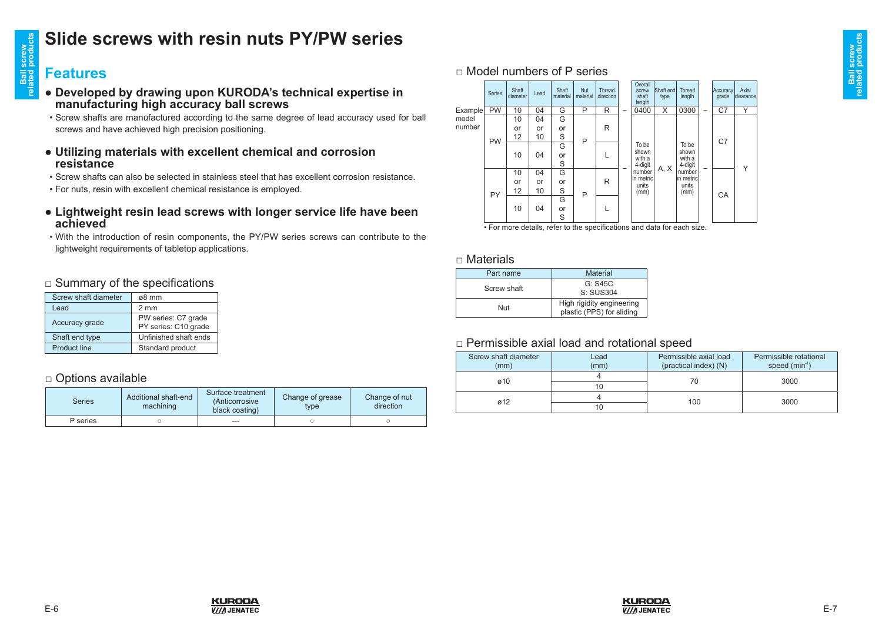# Slide screws with resin nuts PY/PW series

## Features

**● Developed by drawing upon KURODA's technical expertise in manufacturing high accuracy ball screws**

- Screw shafts are manufactured according to the same degree of lead accuracy used for ball screws and have achieved high precision positioning.

**● Utilizing materials with excellent chemical and corrosion resistance**

- Screw shafts can also be selected in stainless steel that has excellent corrosion resistance.
- For nuts, resin with excellent chemical resistance is employed.

**● Lightweight resin lead screws with longer service life have been achieved**

- With the introduction of resin components, the PY/PW series screws can contribute to the lightweight requirements of tabletop applications.

### □ Summary of the specifications

| Screw shaft diameter | ø8 mm |
|---|---|
| Lead | 2 mm |
| Accuracy grade | PW series: C7 grade<br>PY series: C10 grade |
| Shaft end type | Unfinished shaft ends |
| Product line | Standard product |

### □ Options available

| Series | Additional shaft-end machining | Surface treatment (Anticorrosive black coating) | Change of grease type | Change of nut direction |
|---|---|---|---|---|
| P series | ○ | --- | ○ | ○ |

### □ Model numbers of P series

| | Series | Shaft diameter | Lead | Shaft material | Nut material | Thread direction | | Overall screw shaft length | Shaft end type | Thread length | | Accuracy grade | Axial clearance |
|---|---|---|---|---|---|---|---|---|---|---|---|---|---|
| Example model number | PW | 10 | 04 | G | P | R | – | 0400 | X | 0300 | – | C7 | Y |
| | PW | 10 or 12 | 04 or 10 | G or S | P | R | – | To be shown with a 4-digit number in metric units (mm) | A, X | To be shown with a 4-digit number in metric units (mm) | – | C7 | Y |
| | PW | 10 | 04 | G or S | P | L | | | | | | C7 | Y |
| | PY | 10 or 12 | 04 or 10 | G or S | P | R | | | | | | CA | Y |
| | PY | 10 | 04 | G or S | P | L | | | | | | CA | Y |

• For more details, refer to the specifications and data for each size.

### □ Materials

| Part name | Material |
|---|---|
| Screw shaft | G: S45C<br>S: SUS304 |
| Nut | High rigidity engineering plastic (PPS) for sliding |

### □ Permissible axial load and rotational speed

| Screw shaft diameter (mm) | Lead (mm) | Permissible axial load (practical index) (N) | Permissible rotational speed ($min^{-1}$) |
|---|---|---|---|
| ø10 | 4 | 70 | 3000 |
| | 10 | | |
| ø12 | 4 | 100 | 3000 |
| | 10 | | |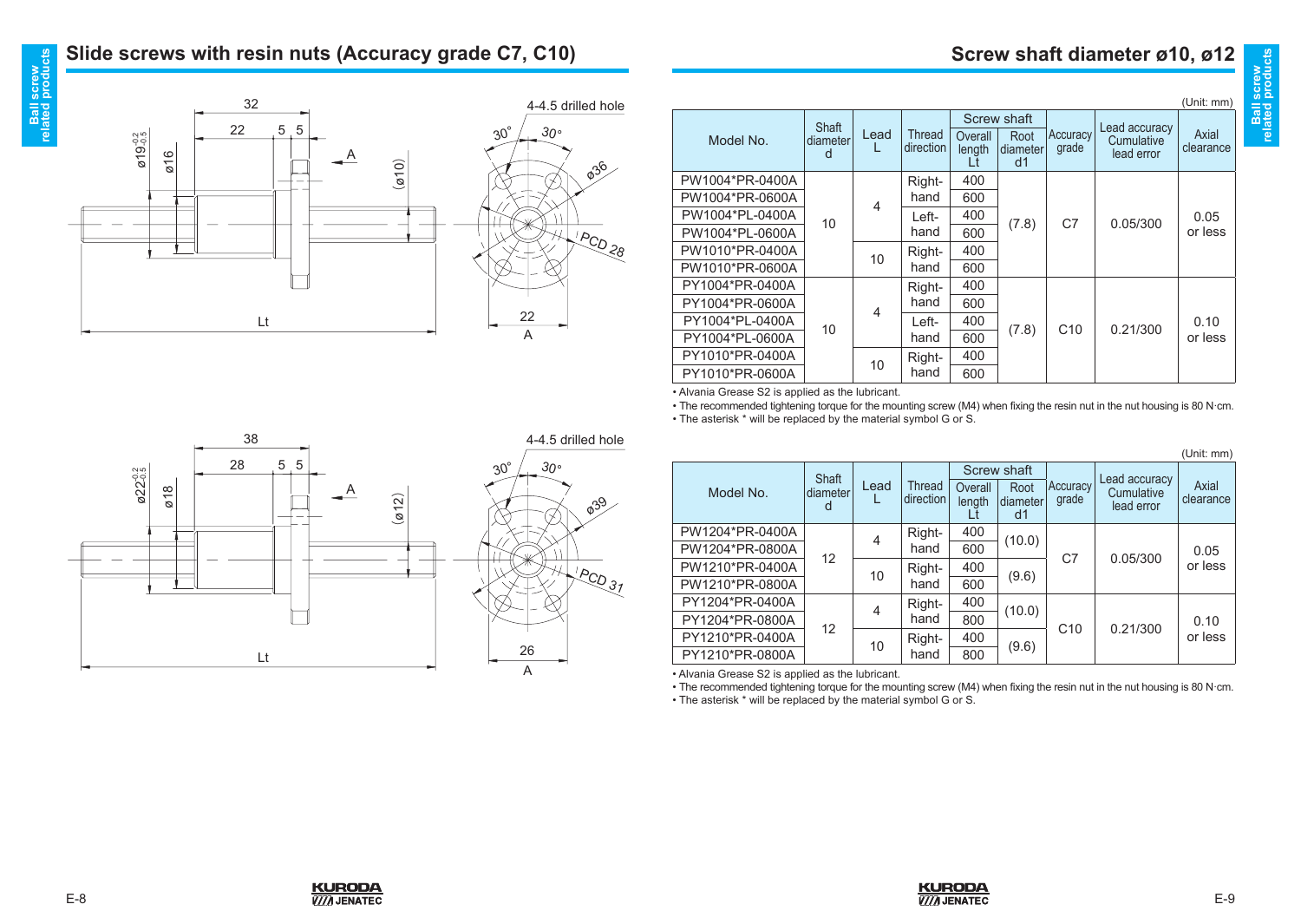# Slide screws with resin nuts (Accuracy grade C7, C10)

## Screw shaft diameter ø10, ø12

32
22
5 5
A
ø19 -0.2/-0.5
ø16
(ø10)
Lt
4-4.5 drilled hole
30° 30°
ø36
PCD 28
22
A

(Unit: mm)

| Model No. | Shaft diameter d | Lead L | Thread direction | Screw shaft Overall length Lt | Screw shaft Root diameter d1 | Accuracy grade | Lead accuracy Cumulative lead error | Axial clearance |
|---|---|---|---|---|---|---|---|---|
| PW1004*PR-0400A | 10 | 4 | Right-hand | 400 | (7.8) | C7 | 0.05/300 | 0.05 or less |
| PW1004*PR-0600A | | | | 600 | | | | |
| PW1004*PL-0400A | | | Left-hand | 400 | | | | |
| PW1004*PL-0600A | | | | 600 | | | | |
| PW1010*PR-0400A | | 10 | Right-hand | 400 | | | | |
| PW1010*PR-0600A | | | | 600 | | | | |
| PY1004*PR-0400A | 10 | 4 | Right-hand | 400 | (7.8) | C10 | 0.21/300 | 0.10 or less |
| PY1004*PR-0600A | | | | 600 | | | | |
| PY1004*PL-0400A | | | Left-hand | 400 | | | | |
| PY1004*PL-0600A | | | | 600 | | | | |
| PY1010*PR-0400A | | 10 | Right-hand | 400 | | | | |
| PY1010*PR-0600A | | | | 600 | | | | |

• Alvania Grease S2 is applied as the lubricant.
• The recommended tightening torque for the mounting screw (M4) when fixing the resin nut in the nut housing is 80 N·cm.
• The asterisk * will be replaced by the material symbol G or S.

38
28
5 5
A
ø22 -0.2/-0.5
ø18
(ø12)
Lt
4-4.5 drilled hole
30° 30°
ø39
PCD 31
26
A

(Unit: mm)

| Model No. | Shaft diameter d | Lead L | Thread direction | Screw shaft Overall length Lt | Screw shaft Root diameter d1 | Accuracy grade | Lead accuracy Cumulative lead error | Axial clearance |
|---|---|---|---|---|---|---|---|---|
| PW1204*PR-0400A | 12 | 4 | Right-hand | 400 | (10.0) | C7 | 0.05/300 | 0.05 or less |
| PW1204*PR-0800A | | | | 600 | | | | |
| PW1210*PR-0400A | | 10 | Right-hand | 400 | (9.6) | | | |
| PW1210*PR-0800A | | | | 600 | | | | |
| PY1204*PR-0400A | 12 | 4 | Right-hand | 400 | (10.0) | C10 | 0.21/300 | 0.10 or less |
| PY1204*PR-0800A | | | | 800 | | | | |
| PY1210*PR-0400A | | 10 | Right-hand | 400 | (9.6) | | | |
| PY1210*PR-0800A | | | | 800 | | | | |

• Alvania Grease S2 is applied as the lubricant.
• The recommended tightening torque for the mounting screw (M4) when fixing the resin nut in the nut housing is 80 N·cm.
• The asterisk * will be replaced by the material symbol G or S.